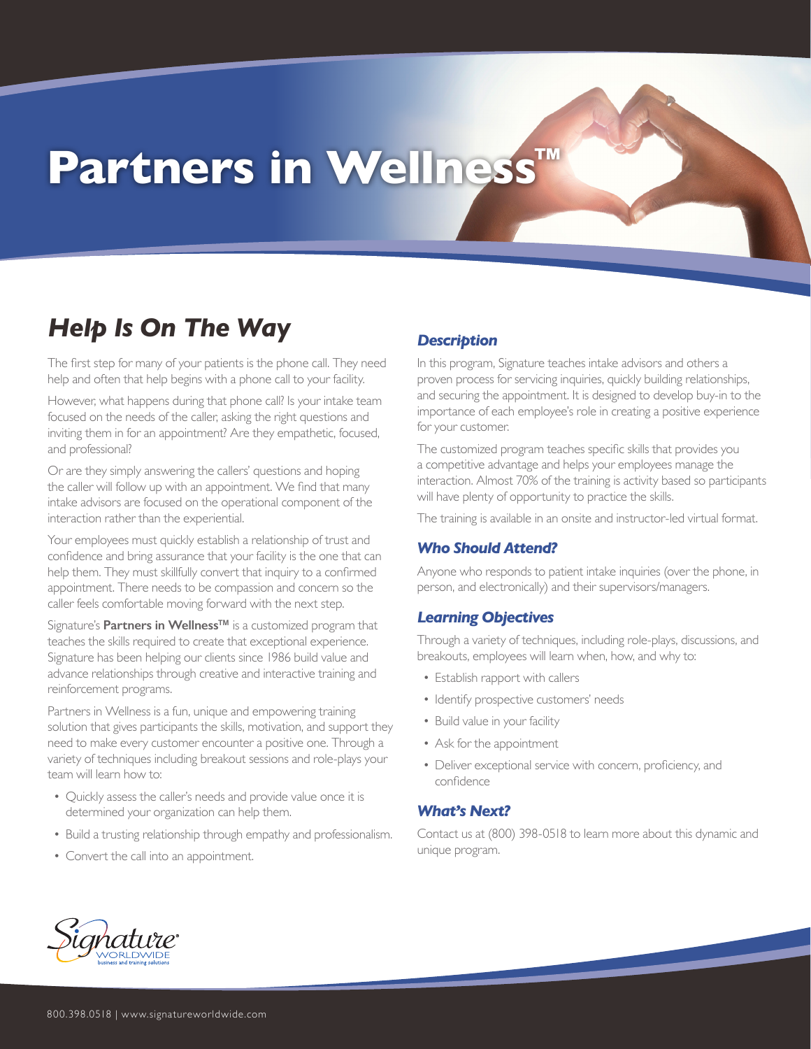# Partners in Wellness™

## *Help Is On The Way*

The first step for many of your patients is the phone call. They need help and often that help begins with a phone call to your facility.

However, what happens during that phone call? Is your intake team focused on the needs of the caller, asking the right questions and inviting them in for an appointment? Are they empathetic, focused, and professional?

Or are they simply answering the callers' questions and hoping the caller will follow up with an appointment. We find that many intake advisors are focused on the operational component of the interaction rather than the experiential.

Your employees must quickly establish a relationship of trust and confidence and bring assurance that your facility is the one that can help them. They must skillfully convert that inquiry to a confirmed appointment. There needs to be compassion and concern so the caller feels comfortable moving forward with the next step.

Signature's **Partners in Wellness™** is a customized program that teaches the skills required to create that exceptional experience. Signature has been helping our clients since 1986 build value and advance relationships through creative and interactive training and reinforcement programs.

Partners in Wellness is a fun, unique and empowering training solution that gives participants the skills, motivation, and support they need to make every customer encounter a positive one. Through a variety of techniques including breakout sessions and role-plays your team will learn how to:

- Quickly assess the caller's needs and provide value once it is determined your organization can help them.
- Build a trusting relationship through empathy and professionalism.
- Convert the call into an appointment.

### *Description*

In this program, Signature teaches intake advisors and others a proven process for servicing inquiries, quickly building relationships, and securing the appointment. It is designed to develop buy-in to the importance of each employee's role in creating a positive experience for your customer.

The customized program teaches specific skills that provides you a competitive advantage and helps your employees manage the interaction. Almost 70% of the training is activity based so participants will have plenty of opportunity to practice the skills.

The training is available in an onsite and instructor-led virtual format.

### *Who Should Attend?*

Anyone who responds to patient intake inquiries (over the phone, in person, and electronically) and their supervisors/managers.

### *Learning Objectives*

Through a variety of techniques, including role-plays, discussions, and breakouts, employees will learn when, how, and why to:

- Establish rapport with callers
- Identify prospective customers' needs
- Build value in your facility
- Ask for the appointment
- Deliver exceptional service with concern, proficiency, and confidence

### *What's Next?*

Contact us at (800) 398-0518 to learn more about this dynamic and unique program.

Signature WORLDWIDE business and training solutions

800.398.0518 | www.signatureworldwide.com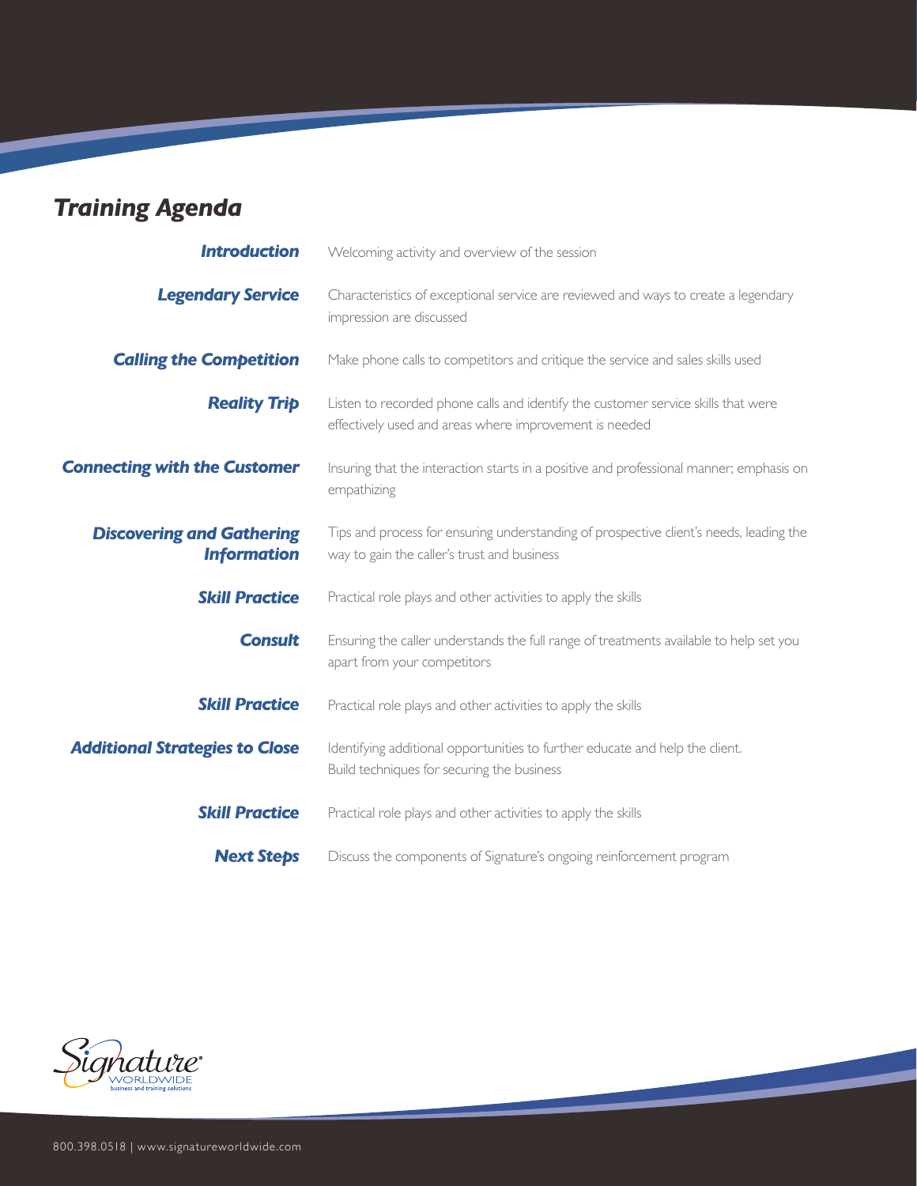## *Training Agenda*

| | |
|---|---|
| ***Introduction*** | Welcoming activity and overview of the session |
| ***Legendary Service*** | Characteristics of exceptional service are reviewed and ways to create a legendary impression are discussed |
| ***Calling the Competition*** | Make phone calls to competitors and critique the service and sales skills used |
| ***Reality Trip*** | Listen to recorded phone calls and identify the customer service skills that were effectively used and areas where improvement is needed |
| ***Connecting with the Customer*** | Insuring that the interaction starts in a positive and professional manner; emphasis on empathizing |
| ***Discovering and Gathering Information*** | Tips and process for ensuring understanding of prospective client's needs, leading the way to gain the caller's trust and business |
| ***Skill Practice*** | Practical role plays and other activities to apply the skills |
| ***Consult*** | Ensuring the caller understands the full range of treatments available to help set you apart from your competitors |
| ***Skill Practice*** | Practical role plays and other activities to apply the skills |
| ***Additional Strategies to Close*** | Identifying additional opportunities to further educate and help the client. Build techniques for securing the business |
| ***Skill Practice*** | Practical role plays and other activities to apply the skills |
| ***Next Steps*** | Discuss the components of Signature's ongoing reinforcement program |

Signature® WORLDWIDE business and training solutions

800.398.0518 | www.signatureworldwide.com